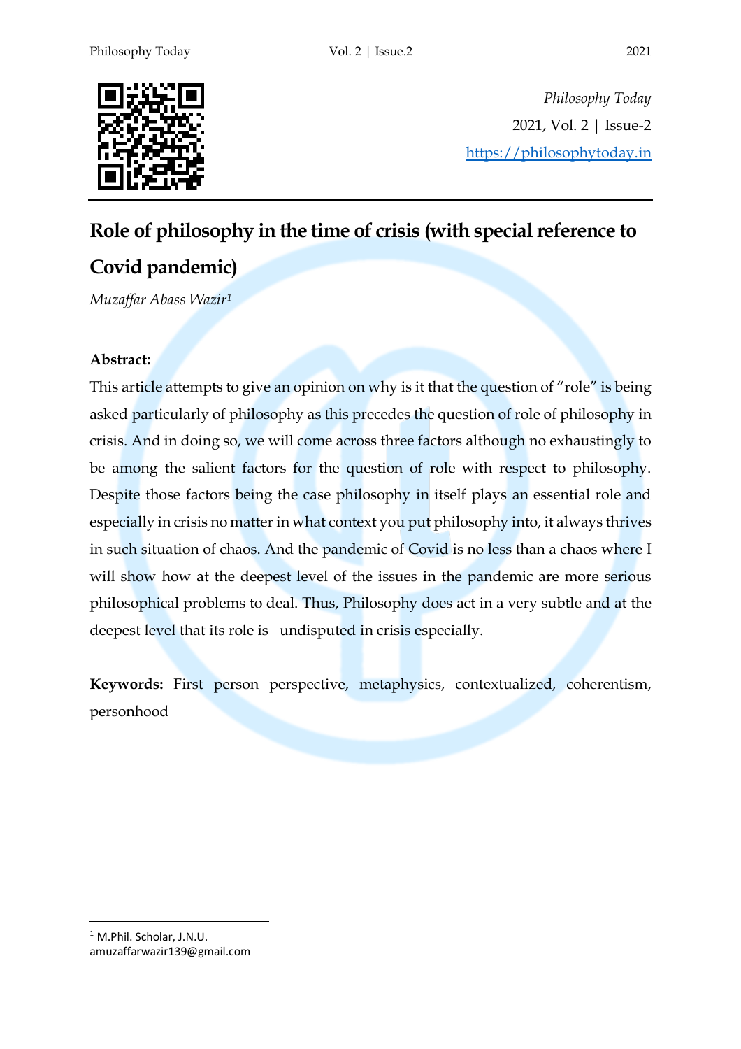*Philosophy Today*
2021, Vol. 2 | Issue-2
https://philosophytoday.in

# Role of philosophy in the time of crisis (with special reference to Covid pandemic)

*Muzaffar Abass Wazir*[1]

**Abstract:**

This article attempts to give an opinion on why is it that the question of "role" is being asked particularly of philosophy as this precedes the question of role of philosophy in crisis. And in doing so, we will come across three factors although no exhaustingly to be among the salient factors for the question of role with respect to philosophy. Despite those factors being the case philosophy in itself plays an essential role and especially in crisis no matter in what context you put philosophy into, it always thrives in such situation of chaos. And the pandemic of Covid is no less than a chaos where I will show how at the deepest level of the issues in the pandemic are more serious philosophical problems to deal. Thus, Philosophy does act in a very subtle and at the deepest level that its role is undisputed in crisis especially.

**Keywords:** First person perspective, metaphysics, contextualized, coherentism, personhood

---

[1] M.Phil. Scholar, J.N.U.
amuzaffarwazir139@gmail.com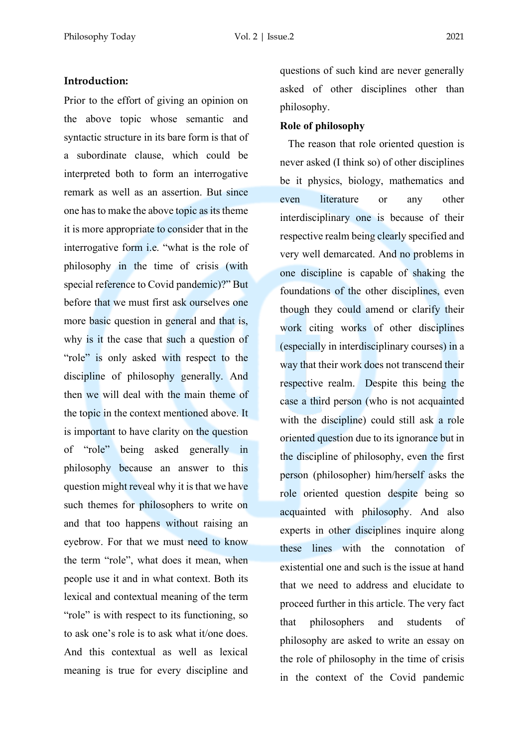**Introduction:**

Prior to the effort of giving an opinion on the above topic whose semantic and syntactic structure in its bare form is that of a subordinate clause, which could be interpreted both to form an interrogative remark as well as an assertion. But since one has to make the above topic as its theme it is more appropriate to consider that in the interrogative form i.e. "what is the role of philosophy in the time of crisis (with special reference to Covid pandemic)?" But before that we must first ask ourselves one more basic question in general and that is, why is it the case that such a question of "role" is only asked with respect to the discipline of philosophy generally. And then we will deal with the main theme of the topic in the context mentioned above. It is important to have clarity on the question of "role" being asked generally in philosophy because an answer to this question might reveal why it is that we have such themes for philosophers to write on and that too happens without raising an eyebrow. For that we must need to know the term "role", what does it mean, when people use it and in what context. Both its lexical and contextual meaning of the term "role" is with respect to its functioning, so to ask one's role is to ask what it/one does. And this contextual as well as lexical meaning is true for every discipline and questions of such kind are never generally asked of other disciplines other than philosophy.

**Role of philosophy**

The reason that role oriented question is never asked (I think so) of other disciplines be it physics, biology, mathematics and even literature or any other interdisciplinary one is because of their respective realm being clearly specified and very well demarcated. And no problems in one discipline is capable of shaking the foundations of the other disciplines, even though they could amend or clarify their work citing works of other disciplines (especially in interdisciplinary courses) in a way that their work does not transcend their respective realm. Despite this being the case a third person (who is not acquainted with the discipline) could still ask a role oriented question due to its ignorance but in the discipline of philosophy, even the first person (philosopher) him/herself asks the role oriented question despite being so acquainted with philosophy. And also experts in other disciplines inquire along these lines with the connotation of existential one and such is the issue at hand that we need to address and elucidate to proceed further in this article. The very fact that philosophers and students of philosophy are asked to write an essay on the role of philosophy in the time of crisis in the context of the Covid pandemic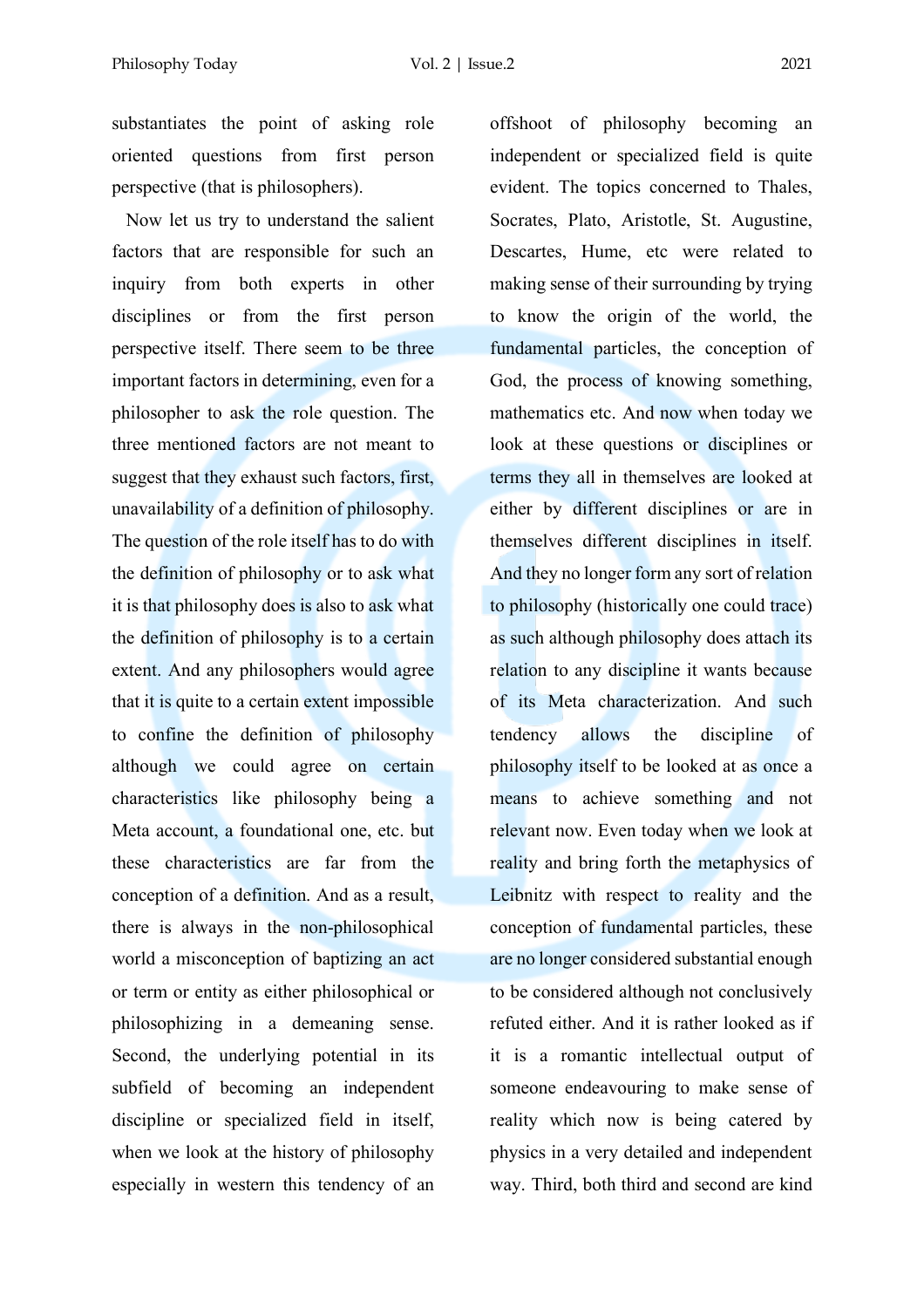substantiates the point of asking role oriented questions from first person perspective (that is philosophers).

Now let us try to understand the salient factors that are responsible for such an inquiry from both experts in other disciplines or from the first person perspective itself. There seem to be three important factors in determining, even for a philosopher to ask the role question. The three mentioned factors are not meant to suggest that they exhaust such factors, first, unavailability of a definition of philosophy. The question of the role itself has to do with the definition of philosophy or to ask what it is that philosophy does is also to ask what the definition of philosophy is to a certain extent. And any philosophers would agree that it is quite to a certain extent impossible to confine the definition of philosophy although we could agree on certain characteristics like philosophy being a Meta account, a foundational one, etc. but these characteristics are far from the conception of a definition. And as a result, there is always in the non-philosophical world a misconception of baptizing an act or term or entity as either philosophical or philosophizing in a demeaning sense. Second, the underlying potential in its subfield of becoming an independent discipline or specialized field in itself, when we look at the history of philosophy especially in western this tendency of an offshoot of philosophy becoming an independent or specialized field is quite evident. The topics concerned to Thales, Socrates, Plato, Aristotle, St. Augustine, Descartes, Hume, etc were related to making sense of their surrounding by trying to know the origin of the world, the fundamental particles, the conception of God, the process of knowing something, mathematics etc. And now when today we look at these questions or disciplines or terms they all in themselves are looked at either by different disciplines or are in themselves different disciplines in itself. And they no longer form any sort of relation to philosophy (historically one could trace) as such although philosophy does attach its relation to any discipline it wants because of its Meta characterization. And such tendency allows the discipline of philosophy itself to be looked at as once a means to achieve something and not relevant now. Even today when we look at reality and bring forth the metaphysics of Leibnitz with respect to reality and the conception of fundamental particles, these are no longer considered substantial enough to be considered although not conclusively refuted either. And it is rather looked as if it is a romantic intellectual output of someone endeavouring to make sense of reality which now is being catered by physics in a very detailed and independent way. Third, both third and second are kind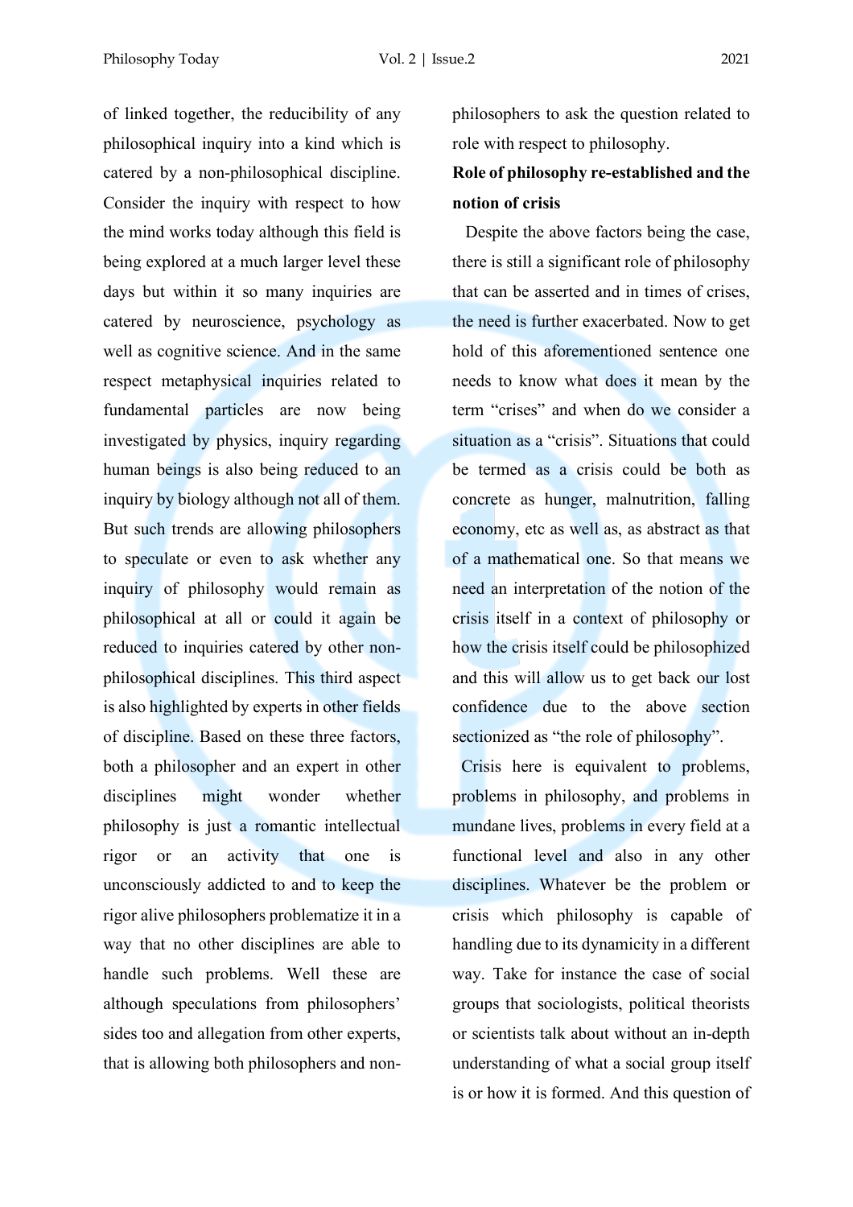of linked together, the reducibility of any philosophical inquiry into a kind which is catered by a non-philosophical discipline. Consider the inquiry with respect to how the mind works today although this field is being explored at a much larger level these days but within it so many inquiries are catered by neuroscience, psychology as well as cognitive science. And in the same respect metaphysical inquiries related to fundamental particles are now being investigated by physics, inquiry regarding human beings is also being reduced to an inquiry by biology although not all of them. But such trends are allowing philosophers to speculate or even to ask whether any inquiry of philosophy would remain as philosophical at all or could it again be reduced to inquiries catered by other non-philosophical disciplines. This third aspect is also highlighted by experts in other fields of discipline. Based on these three factors, both a philosopher and an expert in other disciplines might wonder whether philosophy is just a romantic intellectual rigor or an activity that one is unconsciously addicted to and to keep the rigor alive philosophers problematize it in a way that no other disciplines are able to handle such problems. Well these are although speculations from philosophers' sides too and allegation from other experts, that is allowing both philosophers and non-philosophers to ask the question related to role with respect to philosophy.

**Role of philosophy re-established and the notion of crisis**

Despite the above factors being the case, there is still a significant role of philosophy that can be asserted and in times of crises, the need is further exacerbated. Now to get hold of this aforementioned sentence one needs to know what does it mean by the term "crises" and when do we consider a situation as a "crisis". Situations that could be termed as a crisis could be both as concrete as hunger, malnutrition, falling economy, etc as well as, as abstract as that of a mathematical one. So that means we need an interpretation of the notion of the crisis itself in a context of philosophy or how the crisis itself could be philosophized and this will allow us to get back our lost confidence due to the above section sectionized as "the role of philosophy".

Crisis here is equivalent to problems, problems in philosophy, and problems in mundane lives, problems in every field at a functional level and also in any other disciplines. Whatever be the problem or crisis which philosophy is capable of handling due to its dynamicity in a different way. Take for instance the case of social groups that sociologists, political theorists or scientists talk about without an in-depth understanding of what a social group itself is or how it is formed. And this question of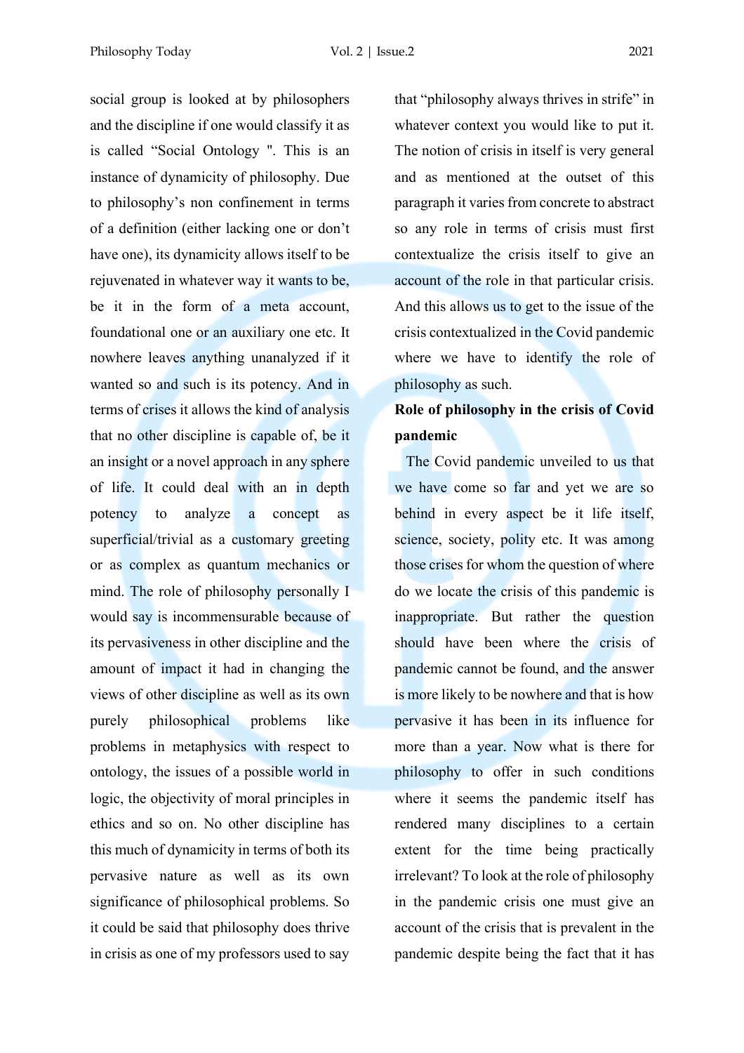social group is looked at by philosophers and the discipline if one would classify it as is called "Social Ontology ". This is an instance of dynamicity of philosophy. Due to philosophy's non confinement in terms of a definition (either lacking one or don't have one), its dynamicity allows itself to be rejuvenated in whatever way it wants to be, be it in the form of a meta account, foundational one or an auxiliary one etc. It nowhere leaves anything unanalyzed if it wanted so and such is its potency. And in terms of crises it allows the kind of analysis that no other discipline is capable of, be it an insight or a novel approach in any sphere of life. It could deal with an in depth potency to analyze a concept as superficial/trivial as a customary greeting or as complex as quantum mechanics or mind. The role of philosophy personally I would say is incommensurable because of its pervasiveness in other discipline and the amount of impact it had in changing the views of other discipline as well as its own purely philosophical problems like problems in metaphysics with respect to ontology, the issues of a possible world in logic, the objectivity of moral principles in ethics and so on. No other discipline has this much of dynamicity in terms of both its pervasive nature as well as its own significance of philosophical problems. So it could be said that philosophy does thrive in crisis as one of my professors used to say that "philosophy always thrives in strife" in whatever context you would like to put it. The notion of crisis in itself is very general and as mentioned at the outset of this paragraph it varies from concrete to abstract so any role in terms of crisis must first contextualize the crisis itself to give an account of the role in that particular crisis. And this allows us to get to the issue of the crisis contextualized in the Covid pandemic where we have to identify the role of philosophy as such.

**Role of philosophy in the crisis of Covid pandemic**

The Covid pandemic unveiled to us that we have come so far and yet we are so behind in every aspect be it life itself, science, society, polity etc. It was among those crises for whom the question of where do we locate the crisis of this pandemic is inappropriate. But rather the question should have been where the crisis of pandemic cannot be found, and the answer is more likely to be nowhere and that is how pervasive it has been in its influence for more than a year. Now what is there for philosophy to offer in such conditions where it seems the pandemic itself has rendered many disciplines to a certain extent for the time being practically irrelevant? To look at the role of philosophy in the pandemic crisis one must give an account of the crisis that is prevalent in the pandemic despite being the fact that it has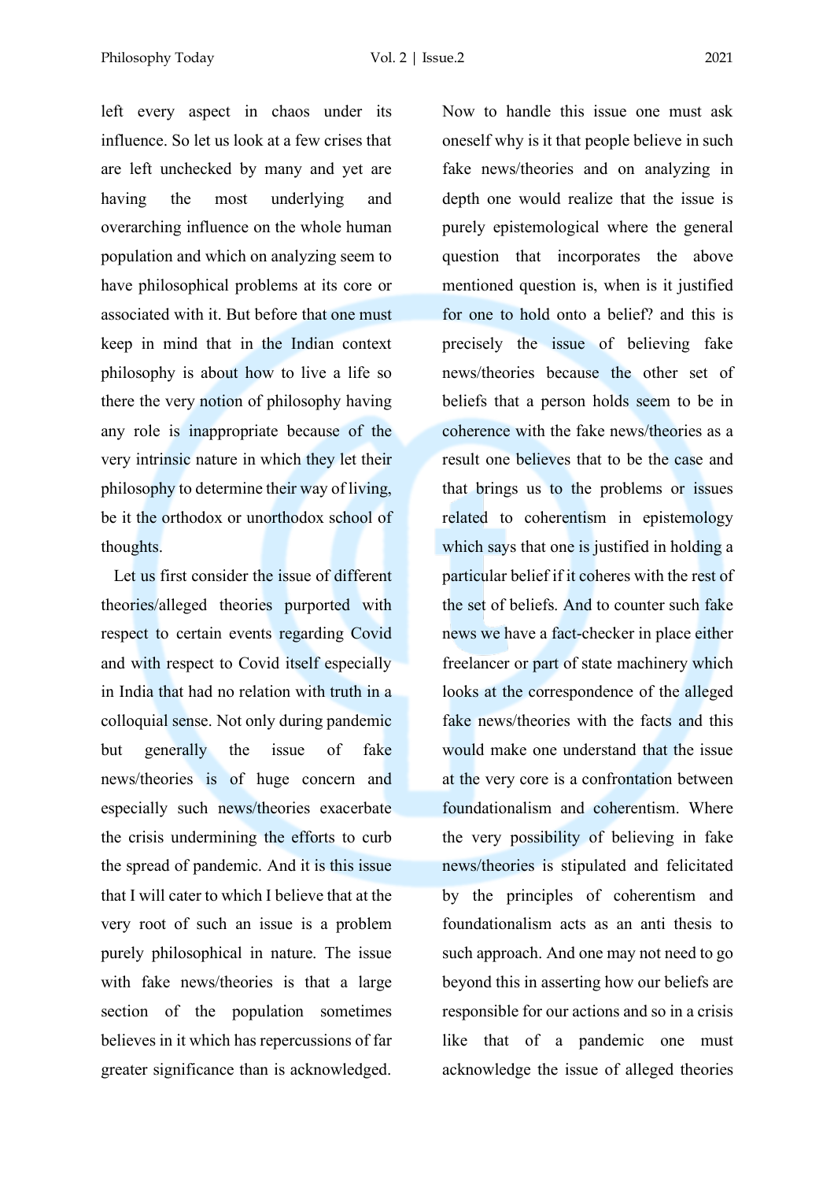left every aspect in chaos under its influence. So let us look at a few crises that are left unchecked by many and yet are having the most underlying and overarching influence on the whole human population and which on analyzing seem to have philosophical problems at its core or associated with it. But before that one must keep in mind that in the Indian context philosophy is about how to live a life so there the very notion of philosophy having any role is inappropriate because of the very intrinsic nature in which they let their philosophy to determine their way of living, be it the orthodox or unorthodox school of thoughts.

Let us first consider the issue of different theories/alleged theories purported with respect to certain events regarding Covid and with respect to Covid itself especially in India that had no relation with truth in a colloquial sense. Not only during pandemic but generally the issue of fake news/theories is of huge concern and especially such news/theories exacerbate the crisis undermining the efforts to curb the spread of pandemic. And it is this issue that I will cater to which I believe that at the very root of such an issue is a problem purely philosophical in nature. The issue with fake news/theories is that a large section of the population sometimes believes in it which has repercussions of far greater significance than is acknowledged. Now to handle this issue one must ask oneself why is it that people believe in such fake news/theories and on analyzing in depth one would realize that the issue is purely epistemological where the general question that incorporates the above mentioned question is, when is it justified for one to hold onto a belief? and this is precisely the issue of believing fake news/theories because the other set of beliefs that a person holds seem to be in coherence with the fake news/theories as a result one believes that to be the case and that brings us to the problems or issues related to coherentism in epistemology which says that one is justified in holding a particular belief if it coheres with the rest of the set of beliefs. And to counter such fake news we have a fact-checker in place either freelancer or part of state machinery which looks at the correspondence of the alleged fake news/theories with the facts and this would make one understand that the issue at the very core is a confrontation between foundationalism and coherentism. Where the very possibility of believing in fake news/theories is stipulated and felicitated by the principles of coherentism and foundationalism acts as an anti thesis to such approach. And one may not need to go beyond this in asserting how our beliefs are responsible for our actions and so in a crisis like that of a pandemic one must acknowledge the issue of alleged theories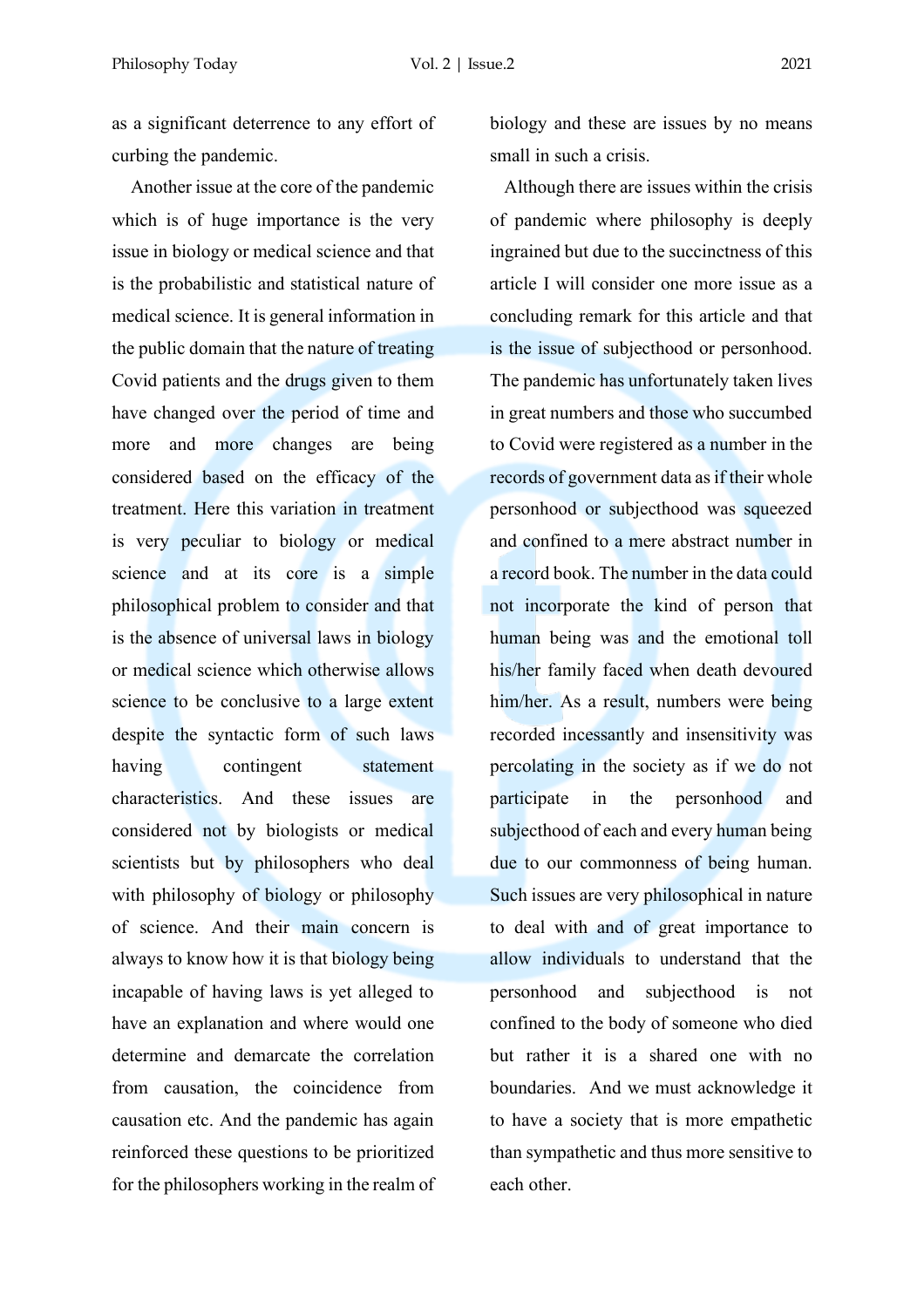as a significant deterrence to any effort of curbing the pandemic.

Another issue at the core of the pandemic which is of huge importance is the very issue in biology or medical science and that is the probabilistic and statistical nature of medical science. It is general information in the public domain that the nature of treating Covid patients and the drugs given to them have changed over the period of time and more and more changes are being considered based on the efficacy of the treatment. Here this variation in treatment is very peculiar to biology or medical science and at its core is a simple philosophical problem to consider and that is the absence of universal laws in biology or medical science which otherwise allows science to be conclusive to a large extent despite the syntactic form of such laws having contingent statement characteristics. And these issues are considered not by biologists or medical scientists but by philosophers who deal with philosophy of biology or philosophy of science. And their main concern is always to know how it is that biology being incapable of having laws is yet alleged to have an explanation and where would one determine and demarcate the correlation from causation, the coincidence from causation etc. And the pandemic has again reinforced these questions to be prioritized for the philosophers working in the realm of biology and these are issues by no means small in such a crisis.

Although there are issues within the crisis of pandemic where philosophy is deeply ingrained but due to the succinctness of this article I will consider one more issue as a concluding remark for this article and that is the issue of subjecthood or personhood. The pandemic has unfortunately taken lives in great numbers and those who succumbed to Covid were registered as a number in the records of government data as if their whole personhood or subjecthood was squeezed and confined to a mere abstract number in a record book. The number in the data could not incorporate the kind of person that human being was and the emotional toll his/her family faced when death devoured him/her. As a result, numbers were being recorded incessantly and insensitivity was percolating in the society as if we do not participate in the personhood and subjecthood of each and every human being due to our commonness of being human. Such issues are very philosophical in nature to deal with and of great importance to allow individuals to understand that the personhood and subjecthood is not confined to the body of someone who died but rather it is a shared one with no boundaries. And we must acknowledge it to have a society that is more empathetic than sympathetic and thus more sensitive to each other.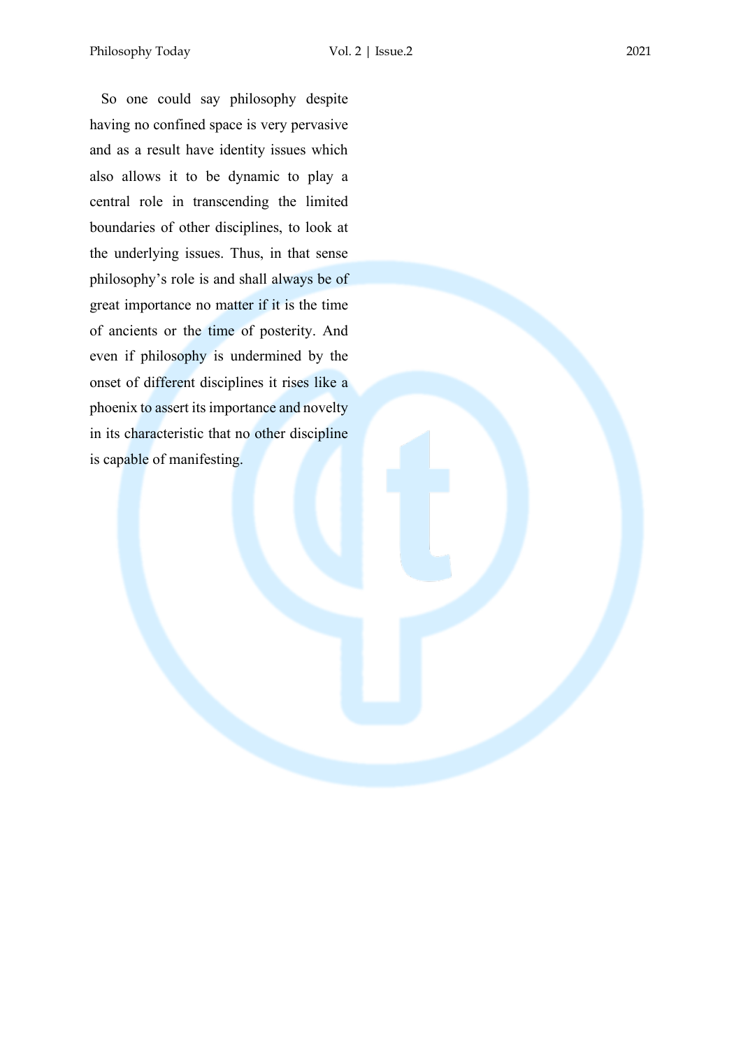So one could say philosophy despite having no confined space is very pervasive and as a result have identity issues which also allows it to be dynamic to play a central role in transcending the limited boundaries of other disciplines, to look at the underlying issues. Thus, in that sense philosophy's role is and shall always be of great importance no matter if it is the time of ancients or the time of posterity. And even if philosophy is undermined by the onset of different disciplines it rises like a phoenix to assert its importance and novelty in its characteristic that no other discipline is capable of manifesting.